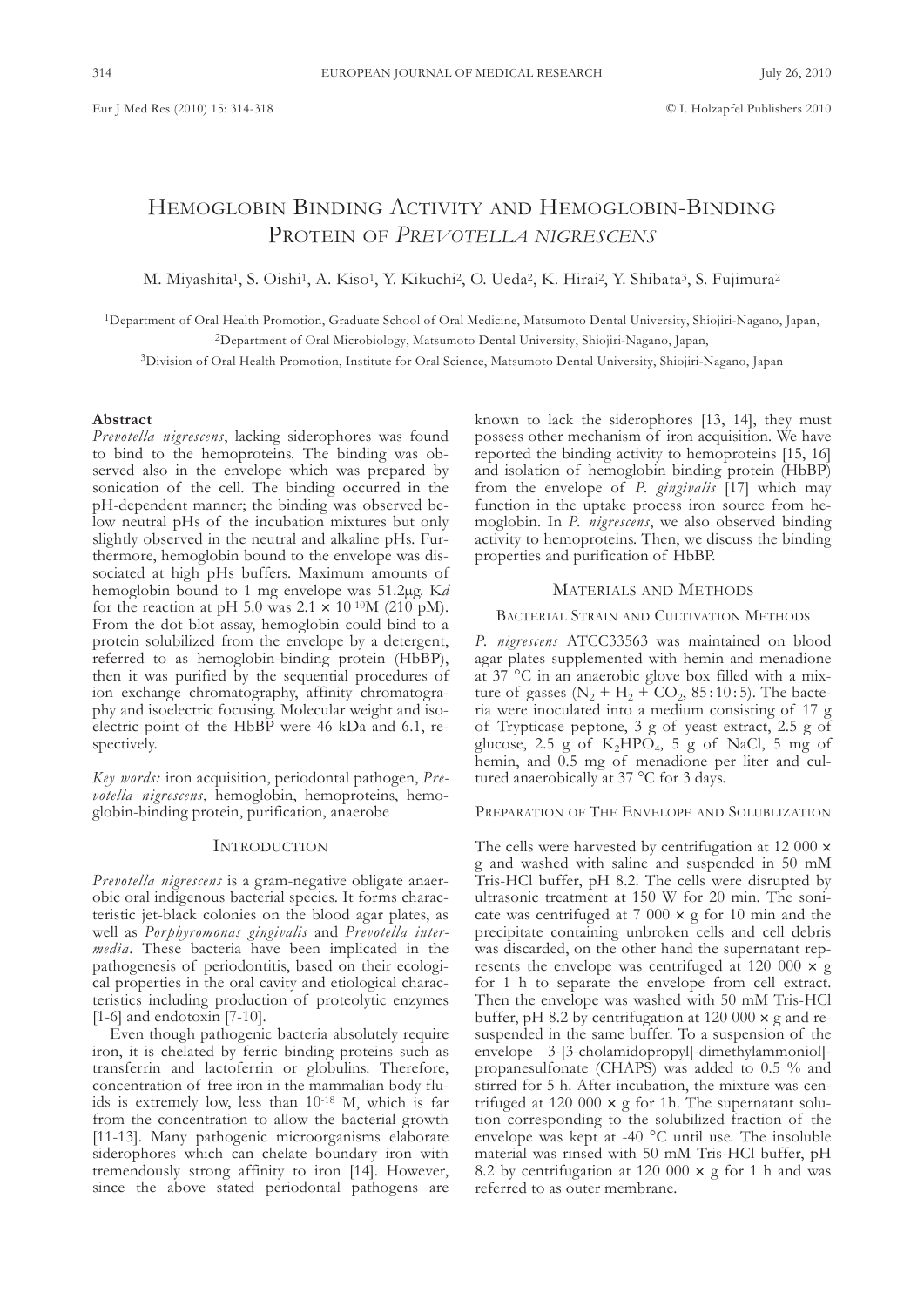# Hemoglobin Binding Activity and Hemoglobin-Binding Protein of *Prevotella nigrescens*

M. Miyashita[1], S. Oishi[1], A. Kiso[1], Y. Kikuchi[2], O. Ueda[2], K. Hirai[2], Y. Shibata[3], S. Fujimura[2]

[1]Department of Oral Health Promotion, Graduate School of Oral Medicine, Matsumoto Dental University, Shiojiri-Nagano, Japan,
[2]Department of Oral Microbiology, Matsumoto Dental University, Shiojiri-Nagano, Japan,
[3]Division of Oral Health Promotion, Institute for Oral Science, Matsumoto Dental University, Shiojiri-Nagano, Japan

**Abstract**

*Prevotella nigrescens*, lacking siderophores was found to bind to the hemoproteins. The binding was observed also in the envelope which was prepared by sonication of the cell. The binding occurred in the pH-dependent manner; the binding was observed below neutral pHs of the incubation mixtures but only slightly observed in the neutral and alkaline pHs. Furthermore, hemoglobin bound to the envelope was dissociated at high pHs buffers. Maximum amounts of hemoglobin bound to 1 mg envelope was 51.2μg. K*d* for the reaction at pH 5.0 was $2.1 \times 10^{-10}$M (210 pM). From the dot blot assay, hemoglobin could bind to a protein solubilized from the envelope by a detergent, referred to as hemoglobin-binding protein (HbBP), then it was purified by the sequential procedures of ion exchange chromatography, affinity chromatography and isoelectric focusing. Molecular weight and isoelectric point of the HbBP were 46 kDa and 6.1, respectively.

*Key words:* iron acquisition, periodontal pathogen, *Prevotella nigrescens*, hemoglobin, hemoproteins, hemoglobin-binding protein, purification, anaerobe

## Introduction

*Prevotella nigrescens* is a gram-negative obligate anaerobic oral indigenous bacterial species. It forms characteristic jet-black colonies on the blood agar plates, as well as *Porphyromonas gingivalis* and *Prevotella intermedia*. These bacteria have been implicated in the pathogenesis of periodontitis, based on their ecological properties in the oral cavity and etiological characteristics including production of proteolytic enzymes [1-6] and endotoxin [7-10].

Even though pathogenic bacteria absolutely require iron, it is chelated by ferric binding proteins such as transferrin and lactoferrin or globulins. Therefore, concentration of free iron in the mammalian body fluids is extremely low, less than $10^{-18}$ M, which is far from the concentration to allow the bacterial growth [11-13]. Many pathogenic microorganisms elaborate siderophores which can chelate boundary iron with tremendously strong affinity to iron [14]. However, since the above stated periodontal pathogens are known to lack the siderophores [13, 14], they must possess other mechanism of iron acquisition. We have reported the binding activity to hemoproteins [15, 16] and isolation of hemoglobin binding protein (HbBP) from the envelope of *P. gingivalis* [17] which may function in the uptake process iron source from hemoglobin. In *P. nigrescens*, we also observed binding activity to hemoproteins. Then, we discuss the binding properties and purification of HbBP.

## Materials and Methods

### Bacterial Strain and Cultivation Methods

*P. nigrescens* ATCC33563 was maintained on blood agar plates supplemented with hemin and menadione at 37 °C in an anaerobic glove box filled with a mixture of gasses ($N_2 + H_2 + CO_2$, 85 : 10 : 5). The bacteria were inoculated into a medium consisting of 17 g of Trypticase peptone, 3 g of yeast extract, 2.5 g of glucose, 2.5 g of $K_2HPO_4$, 5 g of NaCl, 5 mg of hemin, and 0.5 mg of menadione per liter and cultured anaerobically at 37 °C for 3 days.

### Preparation of The Envelope and Solublization

The cells were harvested by centrifugation at 12 000 × g and washed with saline and suspended in 50 mM Tris-HCl buffer, pH 8.2. The cells were disrupted by ultrasonic treatment at 150 W for 20 min. The sonicate was centrifuged at 7 000 × g for 10 min and the precipitate containing unbroken cells and cell debris was discarded, on the other hand the supernatant represents the envelope was centrifuged at 120 000 × g for 1 h to separate the envelope from cell extract. Then the envelope was washed with 50 mM Tris-HCl buffer, pH 8.2 by centrifugation at 120 000 × g and resuspended in the same buffer. To a suspension of the envelope 3-[3-cholamidopropyl]-dimethylammoniol]-propanesulfonate (CHAPS) was added to 0.5 % and stirred for 5 h. After incubation, the mixture was centrifuged at 120 000 × g for 1h. The supernatant solution corresponding to the solubilized fraction of the envelope was kept at -40 °C until use. The insoluble material was rinsed with 50 mM Tris-HCl buffer, pH 8.2 by centrifugation at 120 000 × g for 1 h and was referred to as outer membrane.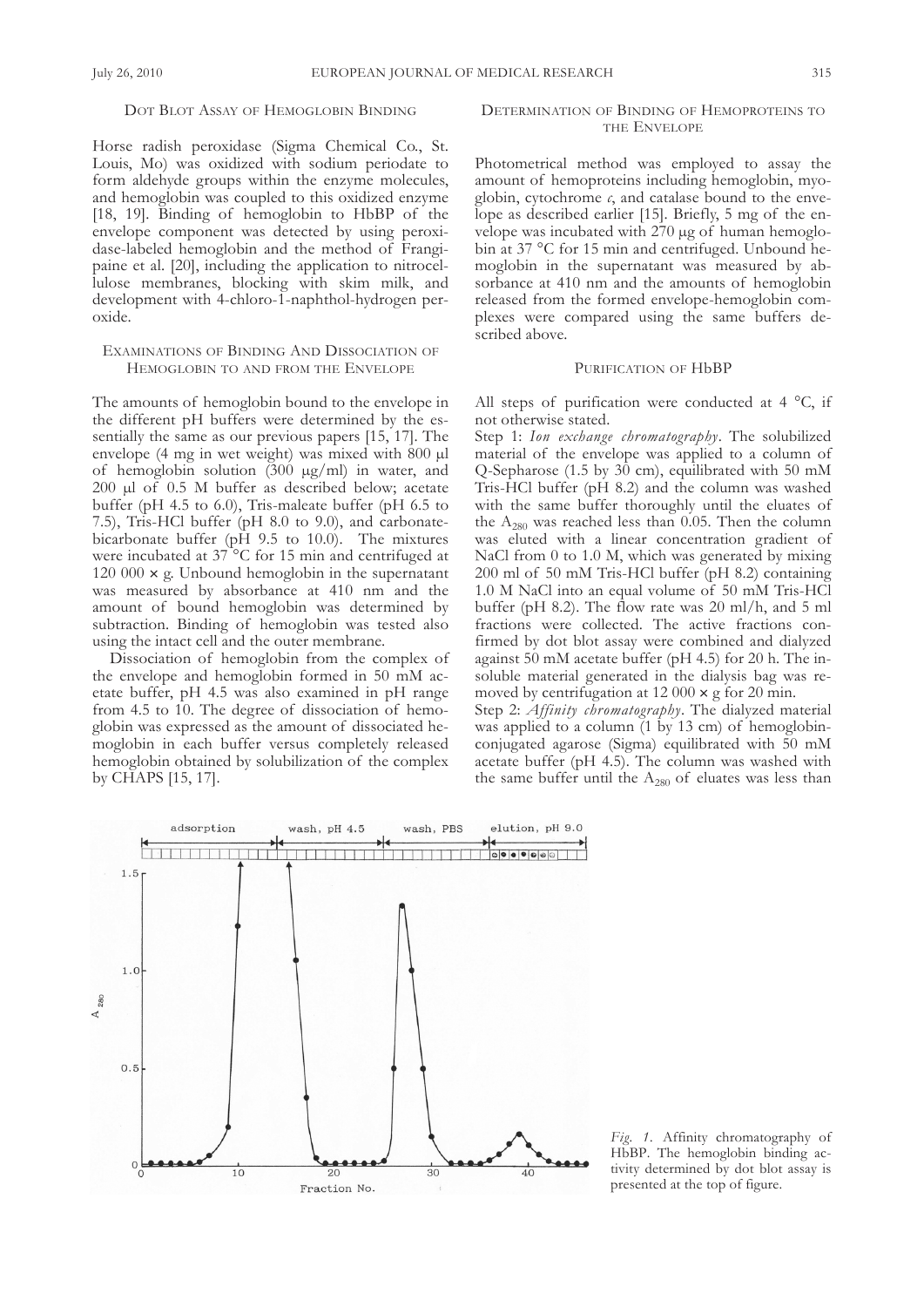### Dot Blot Assay of Hemoglobin Binding

Horse radish peroxidase (Sigma Chemical Co., St. Louis, Mo) was oxidized with sodium periodate to form aldehyde groups within the enzyme molecules, and hemoglobin was coupled to this oxidized enzyme [18, 19]. Binding of hemoglobin to HbBP of the envelope component was detected by using peroxidase-labeled hemoglobin and the method of Frangipaine et al. [20], including the application to nitrocellulose membranes, blocking with skim milk, and development with 4-chloro-1-naphthol-hydrogen peroxide.

### Examinations of Binding And Dissociation of Hemoglobin to and from the Envelope

The amounts of hemoglobin bound to the envelope in the different pH buffers were determined by the essentially the same as our previous papers [15, 17]. The envelope (4 mg in wet weight) was mixed with 800 µl of hemoglobin solution (300 µg/ml) in water, and 200 µl of 0.5 M buffer as described below; acetate buffer (pH 4.5 to 6.0), Tris-maleate buffer (pH 6.5 to 7.5), Tris-HCl buffer (pH 8.0 to 9.0), and carbonate-bicarbonate buffer (pH 9.5 to 10.0). The mixtures were incubated at 37 °C for 15 min and centrifuged at 120 000 × g. Unbound hemoglobin in the supernatant was measured by absorbance at 410 nm and the amount of bound hemoglobin was determined by subtraction. Binding of hemoglobin was tested also using the intact cell and the outer membrane.

Dissociation of hemoglobin from the complex of the envelope and hemoglobin formed in 50 mM acetate buffer, pH 4.5 was also examined in pH range from 4.5 to 10. The degree of dissociation of hemoglobin was expressed as the amount of dissociated hemoglobin in each buffer versus completely released hemoglobin obtained by solubilization of the complex by CHAPS [15, 17].

### Determination of Binding of Hemoproteins to the Envelope

Photometrical method was employed to assay the amount of hemoproteins including hemoglobin, myoglobin, cytochrome *c*, and catalase bound to the envelope as described earlier [15]. Briefly, 5 mg of the envelope was incubated with 270 µg of human hemoglobin at 37 °C for 15 min and centrifuged. Unbound hemoglobin in the supernatant was measured by absorbance at 410 nm and the amounts of hemoglobin released from the formed envelope-hemoglobin complexes were compared using the same buffers described above.

### Purification of HbBP

All steps of purification were conducted at 4 °C, if not otherwise stated.

Step 1: *Ion exchange chromatography*. The solubilized material of the envelope was applied to a column of Q-Sepharose (1.5 by 30 cm), equilibrated with 50 mM Tris-HCl buffer (pH 8.2) and the column was washed with the same buffer thoroughly until the eluates of the $A_{280}$ was reached less than 0.05. Then the column was eluted with a linear concentration gradient of NaCl from 0 to 1.0 M, which was generated by mixing 200 ml of 50 mM Tris-HCl buffer (pH 8.2) containing 1.0 M NaCl into an equal volume of 50 mM Tris-HCl buffer (pH 8.2). The flow rate was 20 ml/h, and 5 ml fractions were collected. The active fractions confirmed by dot blot assay were combined and dialyzed against 50 mM acetate buffer (pH 4.5) for 20 h. The insoluble material generated in the dialysis bag was removed by centrifugation at 12 000 × g for 20 min.

Step 2: *Affinity chromatography*. The dialyzed material was applied to a column (1 by 13 cm) of hemoglobin-conjugated agarose (Sigma) equilibrated with 50 mM acetate buffer (pH 4.5). The column was washed with the same buffer until the $A_{280}$ of eluates was less than

*Fig. 1.* Affinity chromatography of HbBP. The hemoglobin binding activity determined by dot blot assay is presented at the top of figure.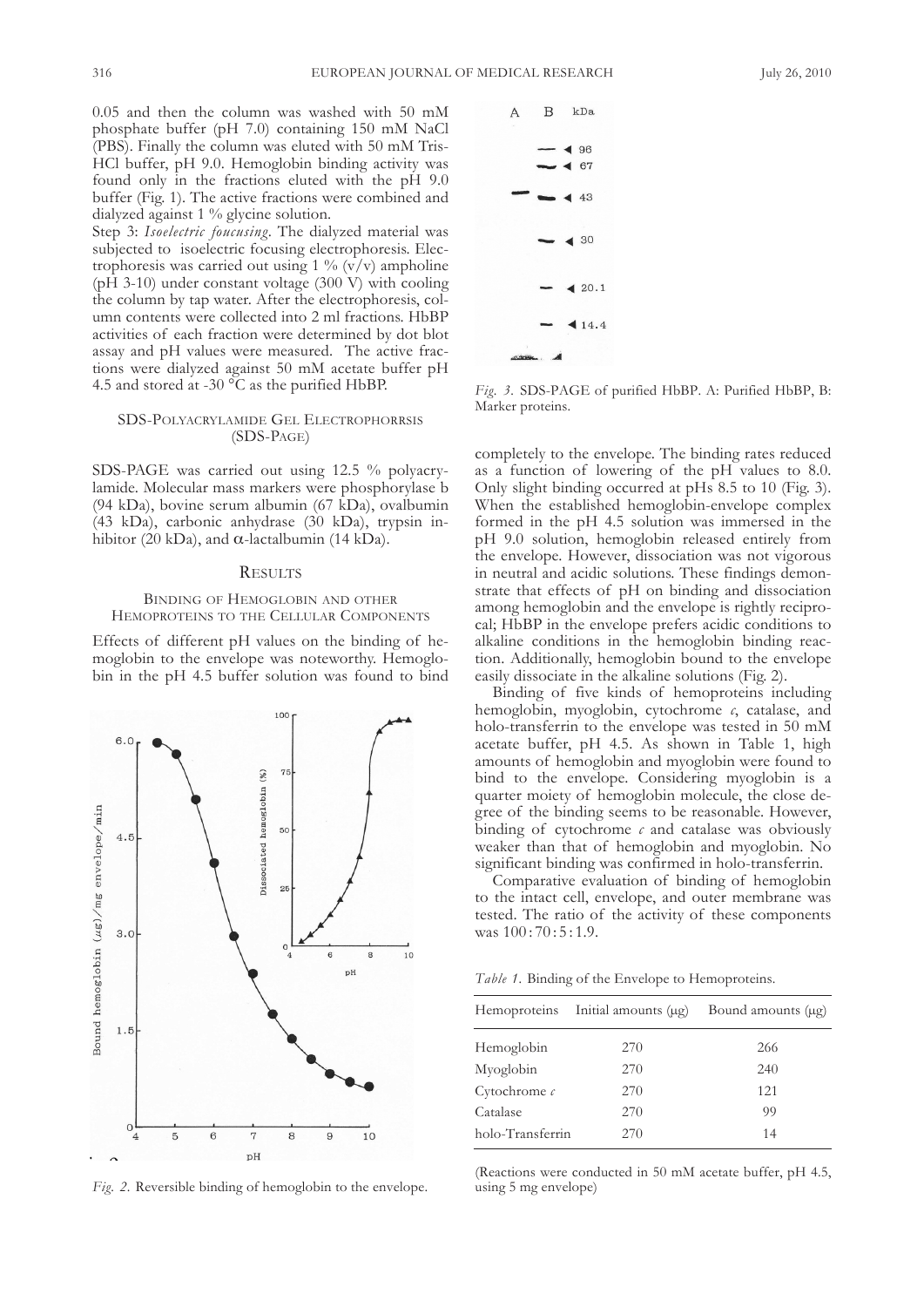0.05 and then the column was washed with 50 mM phosphate buffer (pH 7.0) containing 150 mM NaCl (PBS). Finally the column was eluted with 50 mM Tris-HCl buffer, pH 9.0. Hemoglobin binding activity was found only in the fractions eluted with the pH 9.0 buffer (Fig. 1). The active fractions were combined and dialyzed against 1 % glycine solution.

Step 3: *Isoelectric foucusing*. The dialyzed material was subjected to isoelectric focusing electrophoresis. Electrophoresis was carried out using 1 % (v/v) ampholine (pH 3-10) under constant voltage (300 V) with cooling the column by tap water. After the electrophoresis, column contents were collected into 2 ml fractions. HbBP activities of each fraction were determined by dot blot assay and pH values were measured. The active fractions were dialyzed against 50 mM acetate buffer pH 4.5 and stored at -30 °C as the purified HbBP.

### SDS-Polyacrylamide Gel Electrophorrsis (SDS-Page)

SDS-PAGE was carried out using 12.5 % polyacrylamide. Molecular mass markers were phosphorylase b (94 kDa), bovine serum albumin (67 kDa), ovalbumin (43 kDa), carbonic anhydrase (30 kDa), trypsin inhibitor (20 kDa), and α-lactalbumin (14 kDa).

## Results

### Binding of Hemoglobin and other Hemoproteins to the Cellular Components

Effects of different pH values on the binding of hemoglobin to the envelope was noteworthy. Hemoglobin in the pH 4.5 buffer solution was found to bind completely to the envelope. The binding rates reduced as a function of lowering of the pH values to 8.0. Only slight binding occurred at pHs 8.5 to 10 (Fig. 3). When the established hemoglobin-envelope complex formed in the pH 4.5 solution was immersed in the pH 9.0 solution, hemoglobin released entirely from the envelope. However, dissociation was not vigorous in neutral and acidic solutions. These findings demonstrate that effects of pH on binding and dissociation among hemoglobin and the envelope is rightly reciprocal; HbBP in the envelope prefers acidic conditions to alkaline conditions in the hemoglobin binding reaction. Additionally, hemoglobin bound to the envelope easily dissociate in the alkaline solutions (Fig. 2).

*Fig. 2.* Reversible binding of hemoglobin to the envelope.

*Fig. 3.* SDS-PAGE of purified HbBP. A: Purified HbBP, B: Marker proteins.

Binding of five kinds of hemoproteins including hemoglobin, myoglobin, cytochrome *c*, catalase, and holo-transferrin to the envelope was tested in 50 mM acetate buffer, pH 4.5. As shown in Table 1, high amounts of hemoglobin and myoglobin were found to bind to the envelope. Considering myoglobin is a quarter moiety of hemoglobin molecule, the close degree of the binding seems to be reasonable. However, binding of cytochrome *c* and catalase was obviously weaker than that of hemoglobin and myoglobin. No significant binding was confirmed in holo-transferrin.

Comparative evaluation of binding of hemoglobin to the intact cell, envelope, and outer membrane was tested. The ratio of the activity of these components was 100 : 70 : 5 : 1.9.

*Table 1.* Binding of the Envelope to Hemoproteins.

| Hemoproteins | Initial amounts (μg) | Bound amounts (μg) |
|---|---|---|
| Hemoglobin | 270 | 266 |
| Myoglobin | 270 | 240 |
| Cytochrome *c* | 270 | 121 |
| Catalase | 270 | 99 |
| holo-Transferrin | 270 | 14 |

(Reactions were conducted in 50 mM acetate buffer, pH 4.5, using 5 mg envelope)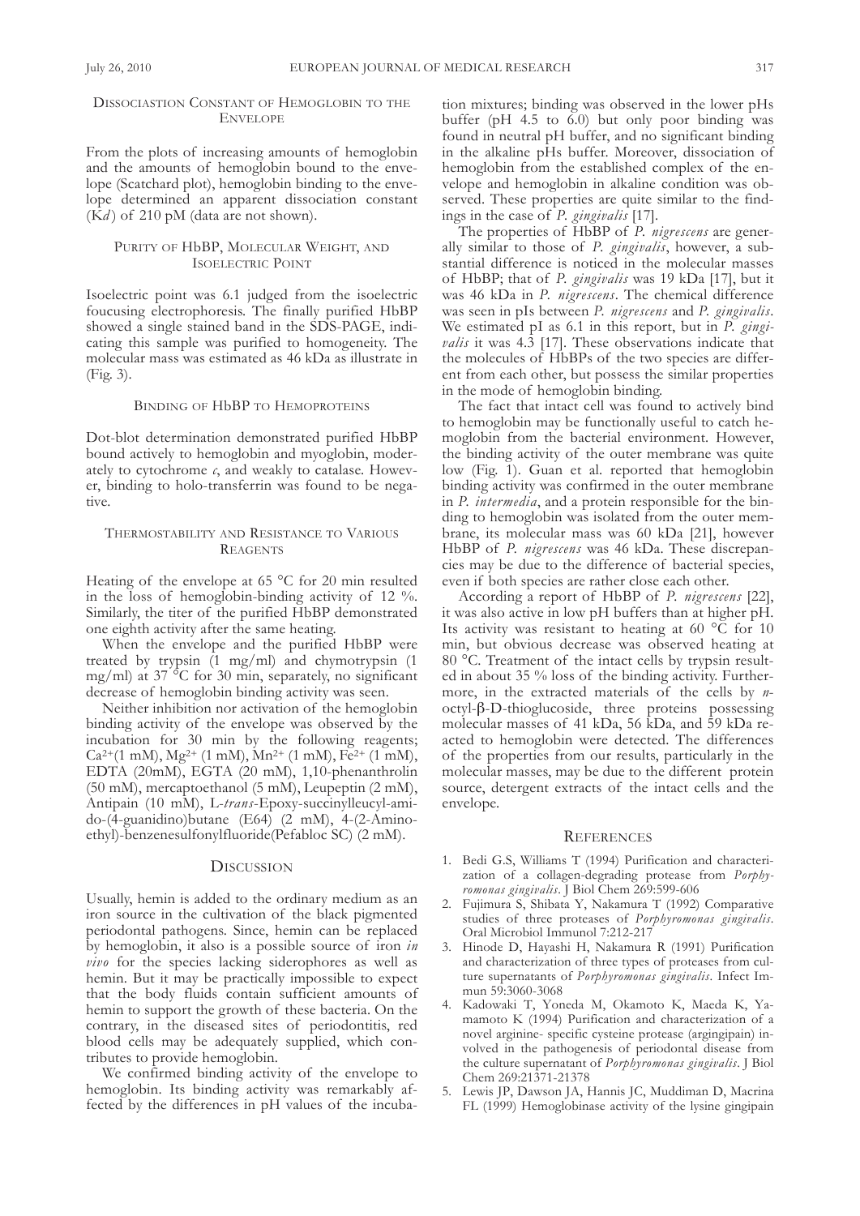### Dissociastion Constant of Hemoglobin to the Envelope

From the plots of increasing amounts of hemoglobin and the amounts of hemoglobin bound to the envelope (Scatchard plot), hemoglobin binding to the envelope determined an apparent dissociation constant (K*d*) of 210 pM (data are not shown).

### Purity of HbBP, Molecular Weight, and Isoelectric Point

Isoelectric point was 6.1 judged from the isoelectric foucusing electrophoresis. The finally purified HbBP showed a single stained band in the SDS-PAGE, indicating this sample was purified to homogeneity. The molecular mass was estimated as 46 kDa as illustrate in (Fig. 3).

### Binding of HbBP to Hemoproteins

Dot-blot determination demonstrated purified HbBP bound actively to hemoglobin and myoglobin, moderately to cytochrome *c*, and weakly to catalase. However, binding to holo-transferrin was found to be negative.

### Thermostability and Resistance to Various Reagents

Heating of the envelope at 65 °C for 20 min resulted in the loss of hemoglobin-binding activity of 12 %. Similarly, the titer of the purified HbBP demonstrated one eighth activity after the same heating.

When the envelope and the purified HbBP were treated by trypsin (1 mg/ml) and chymotrypsin (1 mg/ml) at 37 °C for 30 min, separately, no significant decrease of hemoglobin binding activity was seen.

Neither inhibition nor activation of the hemoglobin binding activity of the envelope was observed by the incubation for 30 min by the following reagents; $Ca^{2+}$(1 mM), $Mg^{2+}$ (1 mM), $Mn^{2+}$ (1 mM), $Fe^{2+}$ (1 mM), EDTA (20mM), EGTA (20 mM), 1,10-phenanthrolin (50 mM), mercaptoethanol (5 mM), Leupeptin (2 mM), Antipain (10 mM), L-*trans*-Epoxy-succinylleucyl-amido-(4-guanidino)butane (E64) (2 mM), 4-(2-Aminoethyl)-benzenesulfonylfluoride(Pefabloc SC) (2 mM).

## Discussion

Usually, hemin is added to the ordinary medium as an iron source in the cultivation of the black pigmented periodontal pathogens. Since, hemin can be replaced by hemoglobin, it also is a possible source of iron *in vivo* for the species lacking siderophores as well as hemin. But it may be practically impossible to expect that the body fluids contain sufficient amounts of hemin to support the growth of these bacteria. On the contrary, in the diseased sites of periodontitis, red blood cells may be adequately supplied, which contributes to provide hemoglobin.

We confirmed binding activity of the envelope to hemoglobin. Its binding activity was remarkably affected by the differences in pH values of the incubation mixtures; binding was observed in the lower pHs buffer (pH 4.5 to 6.0) but only poor binding was found in neutral pH buffer, and no significant binding in the alkaline pHs buffer. Moreover, dissociation of hemoglobin from the established complex of the envelope and hemoglobin in alkaline condition was observed. These properties are quite similar to the findings in the case of *P. gingivalis* [17].

The properties of HbBP of *P. nigrescens* are generally similar to those of *P. gingivalis*, however, a substantial difference is noticed in the molecular masses of HbBP; that of *P. gingivalis* was 19 kDa [17], but it was 46 kDa in *P. nigrescens*. The chemical difference was seen in pIs between *P. nigrescens* and *P. gingivalis*. We estimated pI as 6.1 in this report, but in *P. gingivalis* it was 4.3 [17]. These observations indicate that the molecules of HbBPs of the two species are different from each other, but possess the similar properties in the mode of hemoglobin binding.

The fact that intact cell was found to actively bind to hemoglobin may be functionally useful to catch hemoglobin from the bacterial environment. However, the binding activity of the outer membrane was quite low (Fig. 1). Guan et al. reported that hemoglobin binding activity was confirmed in the outer membrane in *P. intermedia*, and a protein responsible for the binding to hemoglobin was isolated from the outer membrane, its molecular mass was 60 kDa [21], however HbBP of *P. nigrescens* was 46 kDa. These discrepancies may be due to the difference of bacterial species, even if both species are rather close each other.

According a report of HbBP of *P. nigrescens* [22], it was also active in low pH buffers than at higher pH. Its activity was resistant to heating at 60 °C for 10 min, but obvious decrease was observed heating at 80 °C. Treatment of the intact cells by trypsin resulted in about 35 % loss of the binding activity. Furthermore, in the extracted materials of the cells by *n*-octyl-β-D-thioglucoside, three proteins possessing molecular masses of 41 kDa, 56 kDa, and 59 kDa reacted to hemoglobin were detected. The differences of the properties from our results, particularly in the molecular masses, may be due to the different protein source, detergent extracts of the intact cells and the envelope.

## References

1. Bedi G.S, Williams T (1994) Purification and characterization of a collagen-degrading protease from *Porphyromonas gingivalis*. J Biol Chem 269:599-606
2. Fujimura S, Shibata Y, Nakamura T (1992) Comparative studies of three proteases of *Porphyromonas gingivalis*. Oral Microbiol Immunol 7:212-217
3. Hinode D, Hayashi H, Nakamura R (1991) Purification and characterization of three types of proteases from culture supernatants of *Porphyromonas gingivalis*. Infect Immun 59:3060-3068
4. Kadowaki T, Yoneda M, Okamoto K, Maeda K, Yamamoto K (1994) Purification and characterization of a novel arginine- specific cysteine protease (argingipain) involved in the pathogenesis of periodontal disease from the culture supernatant of *Porphyromonas gingivalis*. J Biol Chem 269:21371-21378
5. Lewis JP, Dawson JA, Hannis JC, Muddiman D, Macrina FL (1999) Hemoglobinase activity of the lysine gingipain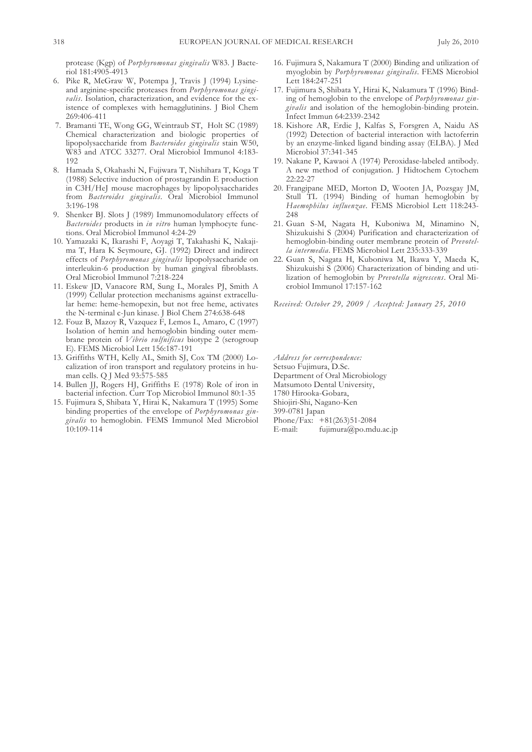protease (Kgp) of *Porphyromonas gingivalis* W83. J Bacteriol 181:4905-4913

6. Pike R, McGraw W, Potempa J, Travis J (1994) Lysine- and arginine-specific proteases from *Porphyromonas gingivalis*. Isolation, characterization, and evidence for the existence of complexes with hemagglutinins. J Biol Chem 269:406-411
7. Bramanti TE, Wong GG, Weintraub ST, Holt SC (1989) Chemical characterization and biologic properties of lipopolysaccharide from *Bacteroides gingivalis* stain W50, W83 and ATCC 33277. Oral Microbiol Immunol 4:183-192
8. Hamada S, Okahashi N, Fujiwara T, Nishihara T, Koga T (1988) Selective induction of prostagrandin E production in C3H/HeJ mouse macrophages by lipopolysaccharides from *Bacteroides gingivalis*. Oral Microbiol Immunol 3:196-198
9. Shenker BJ. Slots J (1989) Immunomodulatory effects of *Bacteroides* products in *in vitro* human lymphocyte functions. Oral Microbiol Immunol 4:24-29
10. Yamazaki K, Ikarashi F, Aoyagi T, Takahashi K, Nakajima T, Hara K Seymoure, GJ. (1992) Direct and indirect effects of *Porphyromonas gingivalis* lipopolysaccharide on interleukin-6 production by human gingival fibroblasts. Oral Microbiol Immunol 7:218-224
11. Eskew JD, Vanacore RM, Sung L, Morales PJ, Smith A (1999) Cellular protection mechanisms against extracellular heme: heme-hemopexin, but not free heme, activates the N-terminal c-Jun kinase. J Biol Chem 274:638-648
12. Fouz B, Mazoy R, Vazquez F, Lemos L, Amaro, C (1997) Isolation of hemin and hemoglobin binding outer membrane protein of *Vibrio vulfnificus* biotype 2 (serogroup E). FEMS Microbiol Lett 156:187-191
13. Griffiths WTH, Kelly AL, Smith SJ, Cox TM (2000) Localization of iron transport and regulatory proteins in human cells. Q J Med 93:575-585
14. Bullen JJ, Rogers HJ, Griffiths E (1978) Role of iron in bacterial infection. Curr Top Microbiol Immunol 80:1-35
15. Fujimura S, Shibata Y, Hirai K, Nakamura T (1995) Some binding properties of the envelope of *Porphyromonas gingivalis* to hemoglobin. FEMS Immunol Med Microbiol 10:109-114
16. Fujimura S, Nakamura T (2000) Binding and utilization of myoglobin by *Porphyromonas gingivalis*. FEMS Microbiol Lett 184:247-251
17. Fujimura S, Shibata Y, Hirai K, Nakamura T (1996) Binding of hemoglobin to the envelope of *Porphyromonas gingivalis* and isolation of the hemoglobin-binding protein. Infect Immun 64:2339-2342
18. Kishore AR, Erdie J, Kalfas S, Forsgren A, Naidu AS (1992) Detection of bacterial interaction with lactoferrin by an enzyme-linked ligand binding assay (ELBA). J Med Microbiol 37:341-345
19. Nakane P, Kawaoi A (1974) Peroxidase-labeled antibody. A new method of conjugation. J Hidtochem Cytochem 22:22-27
20. Frangipane MED, Morton D, Wooten JA, Pozsgay JM, Stull TL (1994) Binding of human hemoglobin by *Haemophilus influenzae*. FEMS Microbiol Lett 118:243-248
21. Guan S-M, Nagata H, Kuboniwa M, Minamino N, Shizukuishi S (2004) Purification and characterization of hemoglobin-binding outer membrane protein of *Prevotella intermedia*. FEMS Microbiol Lett 235:333-339
22. Guan S, Nagata H, Kuboniwa M, Ikawa Y, Maeda K, Shizukuishi S (2006) Characterization of binding and utilization of hemoglobin by *Prevotella nigrescens*. Oral Microbiol Immunol 17:157-162

*Received: October 29, 2009 / Accepted: January 25, 2010*

*Address for correspondence:*
Setsuo Fujimura, D.Sc.
Department of Oral Microbiology
Matsumoto Dental University,
1780 Hirooka-Gobara,
Shiojiri-Shi, Nagano-Ken
399-0781 Japan
Phone/Fax: +81(263)51-2084
E-mail: fujimura@po.mdu.ac.jp